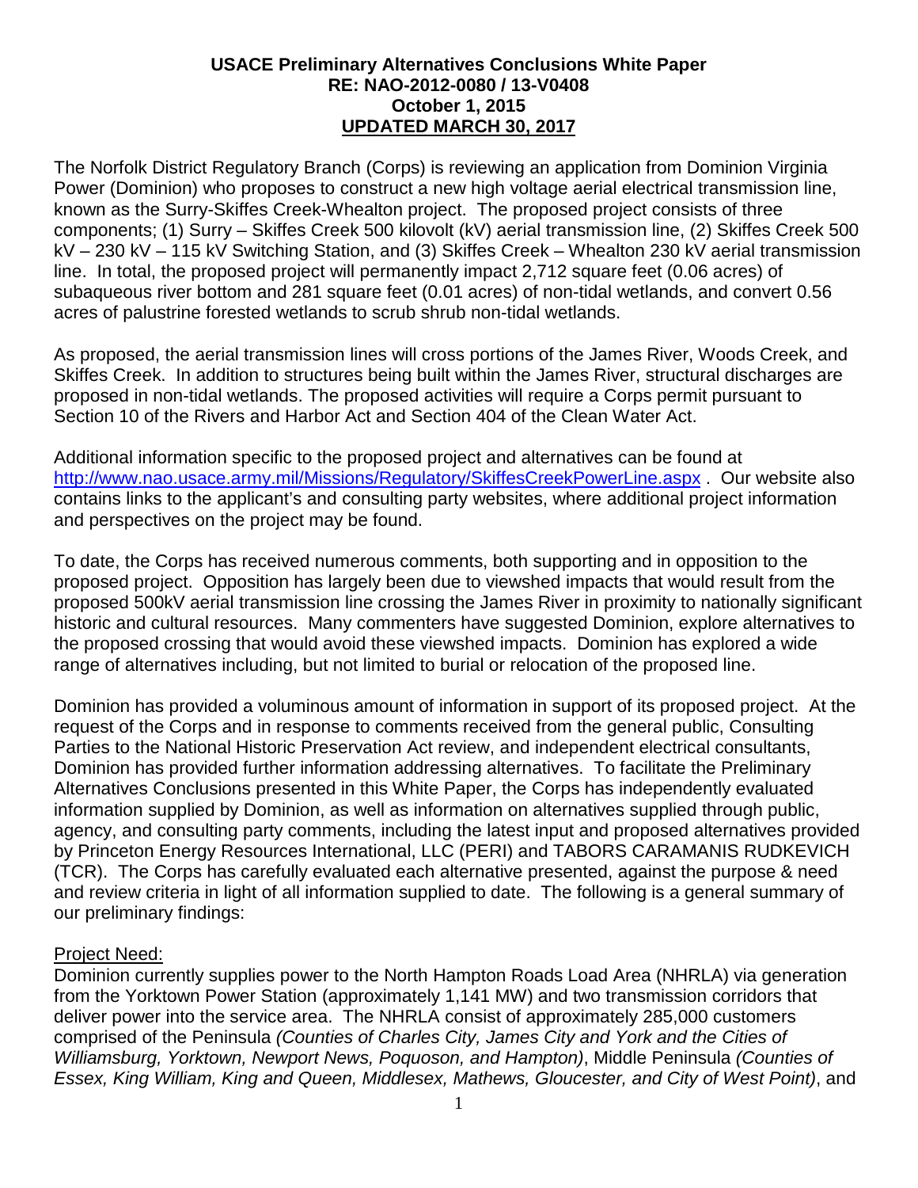**USACE Preliminary Alternatives Conclusions White Paper**
**RE: NAO-2012-0080 / 13-V0408**
**October 1, 2015**
**UPDATED MARCH 30, 2017**

The Norfolk District Regulatory Branch (Corps) is reviewing an application from Dominion Virginia Power (Dominion) who proposes to construct a new high voltage aerial electrical transmission line, known as the Surry-Skiffes Creek-Whealton project. The proposed project consists of three components; (1) Surry – Skiffes Creek 500 kilovolt (kV) aerial transmission line, (2) Skiffes Creek 500 kV – 230 kV – 115 kV Switching Station, and (3) Skiffes Creek – Whealton 230 kV aerial transmission line. In total, the proposed project will permanently impact 2,712 square feet (0.06 acres) of subaqueous river bottom and 281 square feet (0.01 acres) of non-tidal wetlands, and convert 0.56 acres of palustrine forested wetlands to scrub shrub non-tidal wetlands.

As proposed, the aerial transmission lines will cross portions of the James River, Woods Creek, and Skiffes Creek. In addition to structures being built within the James River, structural discharges are proposed in non-tidal wetlands. The proposed activities will require a Corps permit pursuant to Section 10 of the Rivers and Harbor Act and Section 404 of the Clean Water Act.

Additional information specific to the proposed project and alternatives can be found at http://www.nao.usace.army.mil/Missions/Regulatory/SkiffesCreekPowerLine.aspx . Our website also contains links to the applicant's and consulting party websites, where additional project information and perspectives on the project may be found.

To date, the Corps has received numerous comments, both supporting and in opposition to the proposed project. Opposition has largely been due to viewshed impacts that would result from the proposed 500kV aerial transmission line crossing the James River in proximity to nationally significant historic and cultural resources. Many commenters have suggested Dominion, explore alternatives to the proposed crossing that would avoid these viewshed impacts. Dominion has explored a wide range of alternatives including, but not limited to burial or relocation of the proposed line.

Dominion has provided a voluminous amount of information in support of its proposed project. At the request of the Corps and in response to comments received from the general public, Consulting Parties to the National Historic Preservation Act review, and independent electrical consultants, Dominion has provided further information addressing alternatives. To facilitate the Preliminary Alternatives Conclusions presented in this White Paper, the Corps has independently evaluated information supplied by Dominion, as well as information on alternatives supplied through public, agency, and consulting party comments, including the latest input and proposed alternatives provided by Princeton Energy Resources International, LLC (PERI) and TABORS CARAMANIS RUDKEVICH (TCR). The Corps has carefully evaluated each alternative presented, against the purpose & need and review criteria in light of all information supplied to date. The following is a general summary of our preliminary findings:

Project Need:

Dominion currently supplies power to the North Hampton Roads Load Area (NHRLA) via generation from the Yorktown Power Station (approximately 1,141 MW) and two transmission corridors that deliver power into the service area. The NHRLA consist of approximately 285,000 customers comprised of the Peninsula *(Counties of Charles City, James City and York and the Cities of Williamsburg, Yorktown, Newport News, Poquoson, and Hampton)*, Middle Peninsula *(Counties of Essex, King William, King and Queen, Middlesex, Mathews, Gloucester, and City of West Point)*, and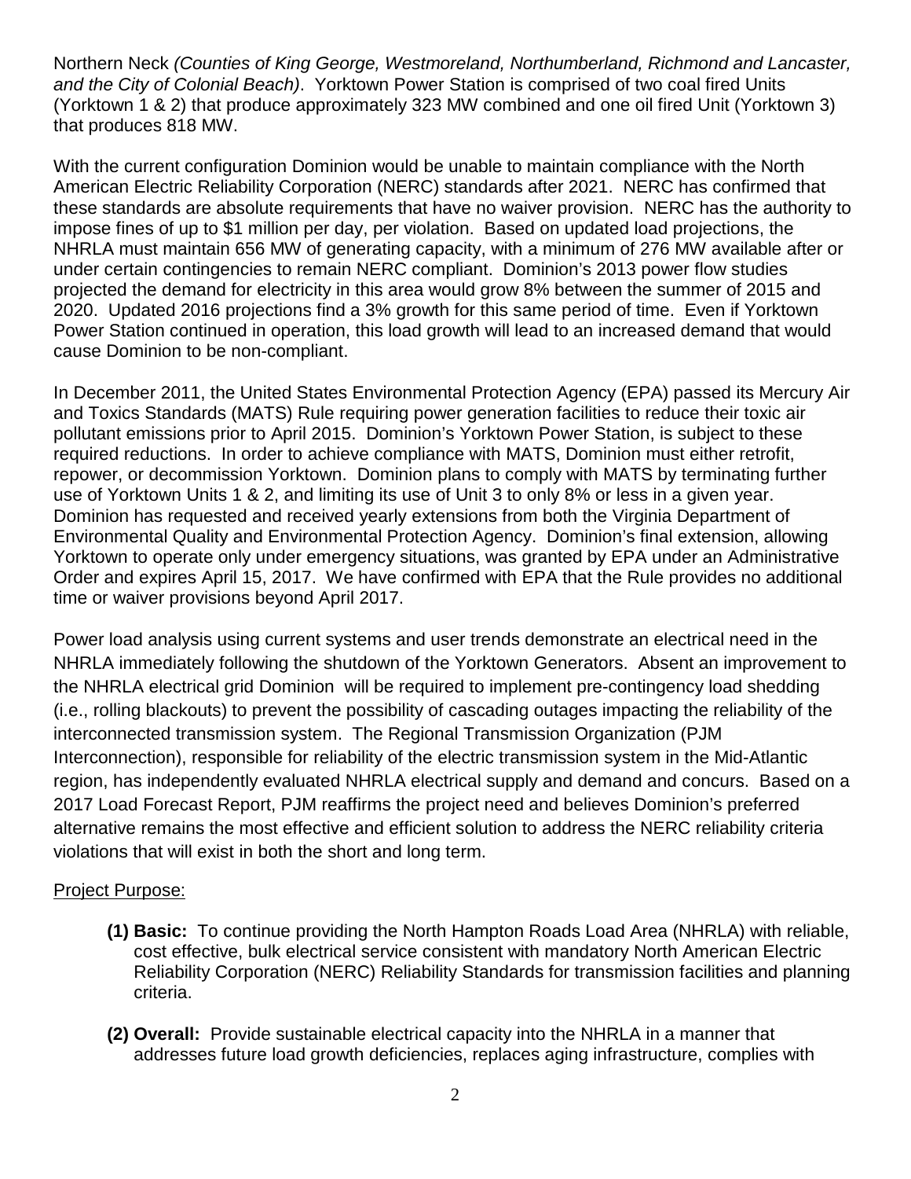Northern Neck *(Counties of King George, Westmoreland, Northumberland, Richmond and Lancaster, and the City of Colonial Beach)*. Yorktown Power Station is comprised of two coal fired Units (Yorktown 1 & 2) that produce approximately 323 MW combined and one oil fired Unit (Yorktown 3) that produces 818 MW.

With the current configuration Dominion would be unable to maintain compliance with the North American Electric Reliability Corporation (NERC) standards after 2021. NERC has confirmed that these standards are absolute requirements that have no waiver provision. NERC has the authority to impose fines of up to $1 million per day, per violation. Based on updated load projections, the NHRLA must maintain 656 MW of generating capacity, with a minimum of 276 MW available after or under certain contingencies to remain NERC compliant. Dominion's 2013 power flow studies projected the demand for electricity in this area would grow 8% between the summer of 2015 and 2020. Updated 2016 projections find a 3% growth for this same period of time. Even if Yorktown Power Station continued in operation, this load growth will lead to an increased demand that would cause Dominion to be non-compliant.

In December 2011, the United States Environmental Protection Agency (EPA) passed its Mercury Air and Toxics Standards (MATS) Rule requiring power generation facilities to reduce their toxic air pollutant emissions prior to April 2015. Dominion's Yorktown Power Station, is subject to these required reductions. In order to achieve compliance with MATS, Dominion must either retrofit, repower, or decommission Yorktown. Dominion plans to comply with MATS by terminating further use of Yorktown Units 1 & 2, and limiting its use of Unit 3 to only 8% or less in a given year. Dominion has requested and received yearly extensions from both the Virginia Department of Environmental Quality and Environmental Protection Agency. Dominion's final extension, allowing Yorktown to operate only under emergency situations, was granted by EPA under an Administrative Order and expires April 15, 2017. We have confirmed with EPA that the Rule provides no additional time or waiver provisions beyond April 2017.

Power load analysis using current systems and user trends demonstrate an electrical need in the NHRLA immediately following the shutdown of the Yorktown Generators. Absent an improvement to the NHRLA electrical grid Dominion will be required to implement pre-contingency load shedding (i.e., rolling blackouts) to prevent the possibility of cascading outages impacting the reliability of the interconnected transmission system. The Regional Transmission Organization (PJM Interconnection), responsible for reliability of the electric transmission system in the Mid-Atlantic region, has independently evaluated NHRLA electrical supply and demand and concurs. Based on a 2017 Load Forecast Report, PJM reaffirms the project need and believes Dominion's preferred alternative remains the most effective and efficient solution to address the NERC reliability criteria violations that will exist in both the short and long term.

Project Purpose:

**(1) Basic:** To continue providing the North Hampton Roads Load Area (NHRLA) with reliable, cost effective, bulk electrical service consistent with mandatory North American Electric Reliability Corporation (NERC) Reliability Standards for transmission facilities and planning criteria.

**(2) Overall:** Provide sustainable electrical capacity into the NHRLA in a manner that addresses future load growth deficiencies, replaces aging infrastructure, complies with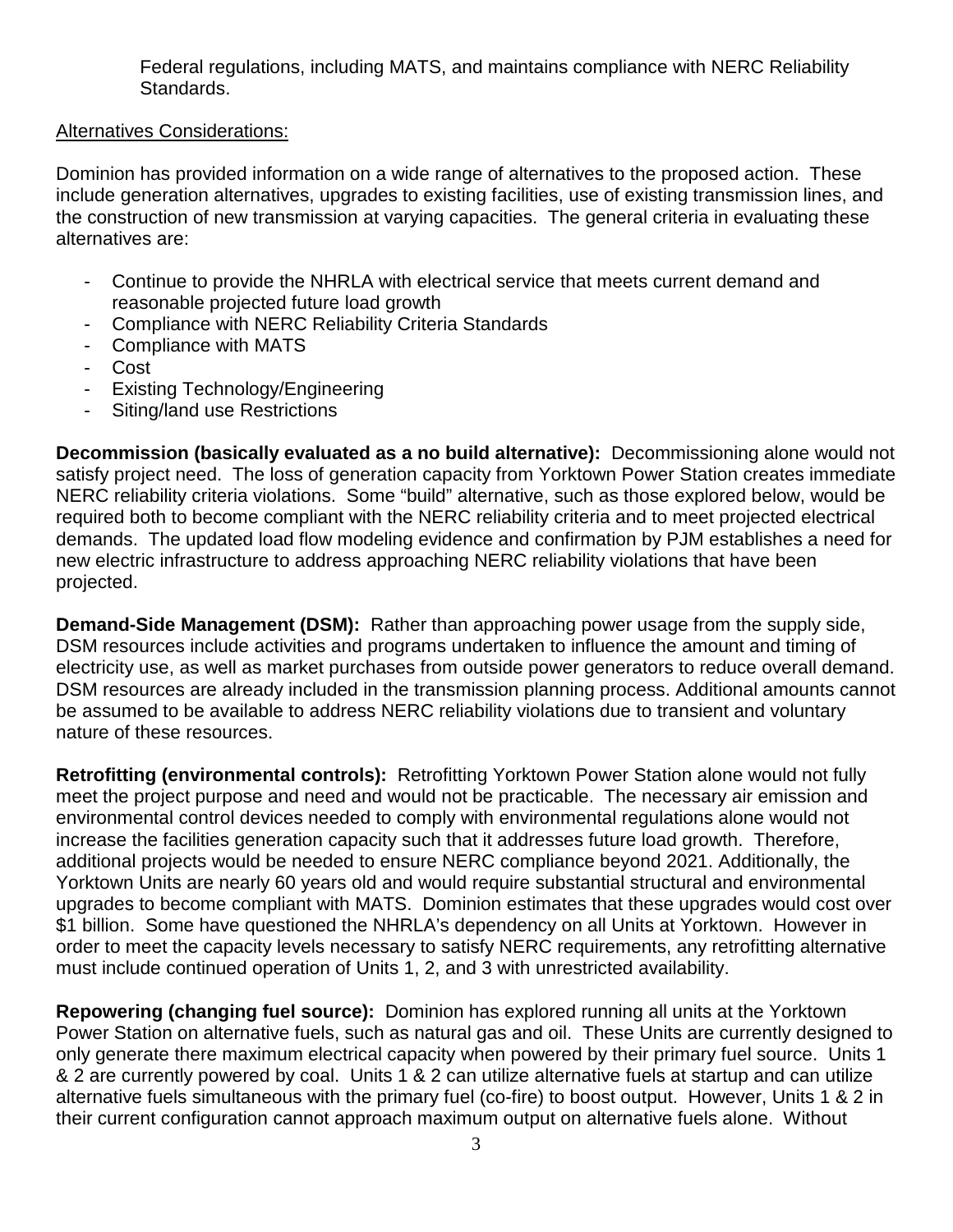Federal regulations, including MATS, and maintains compliance with NERC Reliability Standards.

Alternatives Considerations:

Dominion has provided information on a wide range of alternatives to the proposed action. These include generation alternatives, upgrades to existing facilities, use of existing transmission lines, and the construction of new transmission at varying capacities. The general criteria in evaluating these alternatives are:

- Continue to provide the NHRLA with electrical service that meets current demand and reasonable projected future load growth
- Compliance with NERC Reliability Criteria Standards
- Compliance with MATS
- Cost
- Existing Technology/Engineering
- Siting/land use Restrictions

**Decommission (basically evaluated as a no build alternative):** Decommissioning alone would not satisfy project need. The loss of generation capacity from Yorktown Power Station creates immediate NERC reliability criteria violations. Some "build" alternative, such as those explored below, would be required both to become compliant with the NERC reliability criteria and to meet projected electrical demands. The updated load flow modeling evidence and confirmation by PJM establishes a need for new electric infrastructure to address approaching NERC reliability violations that have been projected.

**Demand-Side Management (DSM):** Rather than approaching power usage from the supply side, DSM resources include activities and programs undertaken to influence the amount and timing of electricity use, as well as market purchases from outside power generators to reduce overall demand. DSM resources are already included in the transmission planning process. Additional amounts cannot be assumed to be available to address NERC reliability violations due to transient and voluntary nature of these resources.

**Retrofitting (environmental controls):** Retrofitting Yorktown Power Station alone would not fully meet the project purpose and need and would not be practicable. The necessary air emission and environmental control devices needed to comply with environmental regulations alone would not increase the facilities generation capacity such that it addresses future load growth. Therefore, additional projects would be needed to ensure NERC compliance beyond 2021. Additionally, the Yorktown Units are nearly 60 years old and would require substantial structural and environmental upgrades to become compliant with MATS. Dominion estimates that these upgrades would cost over $1 billion. Some have questioned the NHRLA's dependency on all Units at Yorktown. However in order to meet the capacity levels necessary to satisfy NERC requirements, any retrofitting alternative must include continued operation of Units 1, 2, and 3 with unrestricted availability.

**Repowering (changing fuel source):** Dominion has explored running all units at the Yorktown Power Station on alternative fuels, such as natural gas and oil. These Units are currently designed to only generate there maximum electrical capacity when powered by their primary fuel source. Units 1 & 2 are currently powered by coal. Units 1 & 2 can utilize alternative fuels at startup and can utilize alternative fuels simultaneous with the primary fuel (co-fire) to boost output. However, Units 1 & 2 in their current configuration cannot approach maximum output on alternative fuels alone. Without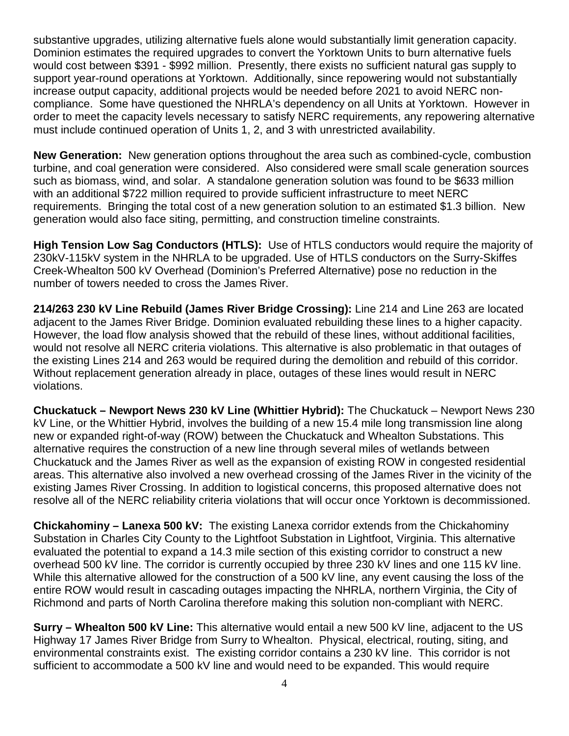substantive upgrades, utilizing alternative fuels alone would substantially limit generation capacity. Dominion estimates the required upgrades to convert the Yorktown Units to burn alternative fuels would cost between $391 - $992 million. Presently, there exists no sufficient natural gas supply to support year-round operations at Yorktown. Additionally, since repowering would not substantially increase output capacity, additional projects would be needed before 2021 to avoid NERC non-compliance. Some have questioned the NHRLA's dependency on all Units at Yorktown. However in order to meet the capacity levels necessary to satisfy NERC requirements, any repowering alternative must include continued operation of Units 1, 2, and 3 with unrestricted availability.

**New Generation:** New generation options throughout the area such as combined-cycle, combustion turbine, and coal generation were considered. Also considered were small scale generation sources such as biomass, wind, and solar. A standalone generation solution was found to be $633 million with an additional $722 million required to provide sufficient infrastructure to meet NERC requirements. Bringing the total cost of a new generation solution to an estimated $1.3 billion. New generation would also face siting, permitting, and construction timeline constraints.

**High Tension Low Sag Conductors (HTLS):** Use of HTLS conductors would require the majority of 230kV-115kV system in the NHRLA to be upgraded. Use of HTLS conductors on the Surry-Skiffes Creek-Whealton 500 kV Overhead (Dominion's Preferred Alternative) pose no reduction in the number of towers needed to cross the James River.

**214/263 230 kV Line Rebuild (James River Bridge Crossing):** Line 214 and Line 263 are located adjacent to the James River Bridge. Dominion evaluated rebuilding these lines to a higher capacity. However, the load flow analysis showed that the rebuild of these lines, without additional facilities, would not resolve all NERC criteria violations. This alternative is also problematic in that outages of the existing Lines 214 and 263 would be required during the demolition and rebuild of this corridor. Without replacement generation already in place, outages of these lines would result in NERC violations.

**Chuckatuck – Newport News 230 kV Line (Whittier Hybrid):** The Chuckatuck – Newport News 230 kV Line, or the Whittier Hybrid, involves the building of a new 15.4 mile long transmission line along new or expanded right-of-way (ROW) between the Chuckatuck and Whealton Substations. This alternative requires the construction of a new line through several miles of wetlands between Chuckatuck and the James River as well as the expansion of existing ROW in congested residential areas. This alternative also involved a new overhead crossing of the James River in the vicinity of the existing James River Crossing. In addition to logistical concerns, this proposed alternative does not resolve all of the NERC reliability criteria violations that will occur once Yorktown is decommissioned.

**Chickahominy – Lanexa 500 kV:** The existing Lanexa corridor extends from the Chickahominy Substation in Charles City County to the Lightfoot Substation in Lightfoot, Virginia. This alternative evaluated the potential to expand a 14.3 mile section of this existing corridor to construct a new overhead 500 kV line. The corridor is currently occupied by three 230 kV lines and one 115 kV line. While this alternative allowed for the construction of a 500 kV line, any event causing the loss of the entire ROW would result in cascading outages impacting the NHRLA, northern Virginia, the City of Richmond and parts of North Carolina therefore making this solution non-compliant with NERC.

**Surry – Whealton 500 kV Line:** This alternative would entail a new 500 kV line, adjacent to the US Highway 17 James River Bridge from Surry to Whealton. Physical, electrical, routing, siting, and environmental constraints exist. The existing corridor contains a 230 kV line. This corridor is not sufficient to accommodate a 500 kV line and would need to be expanded. This would require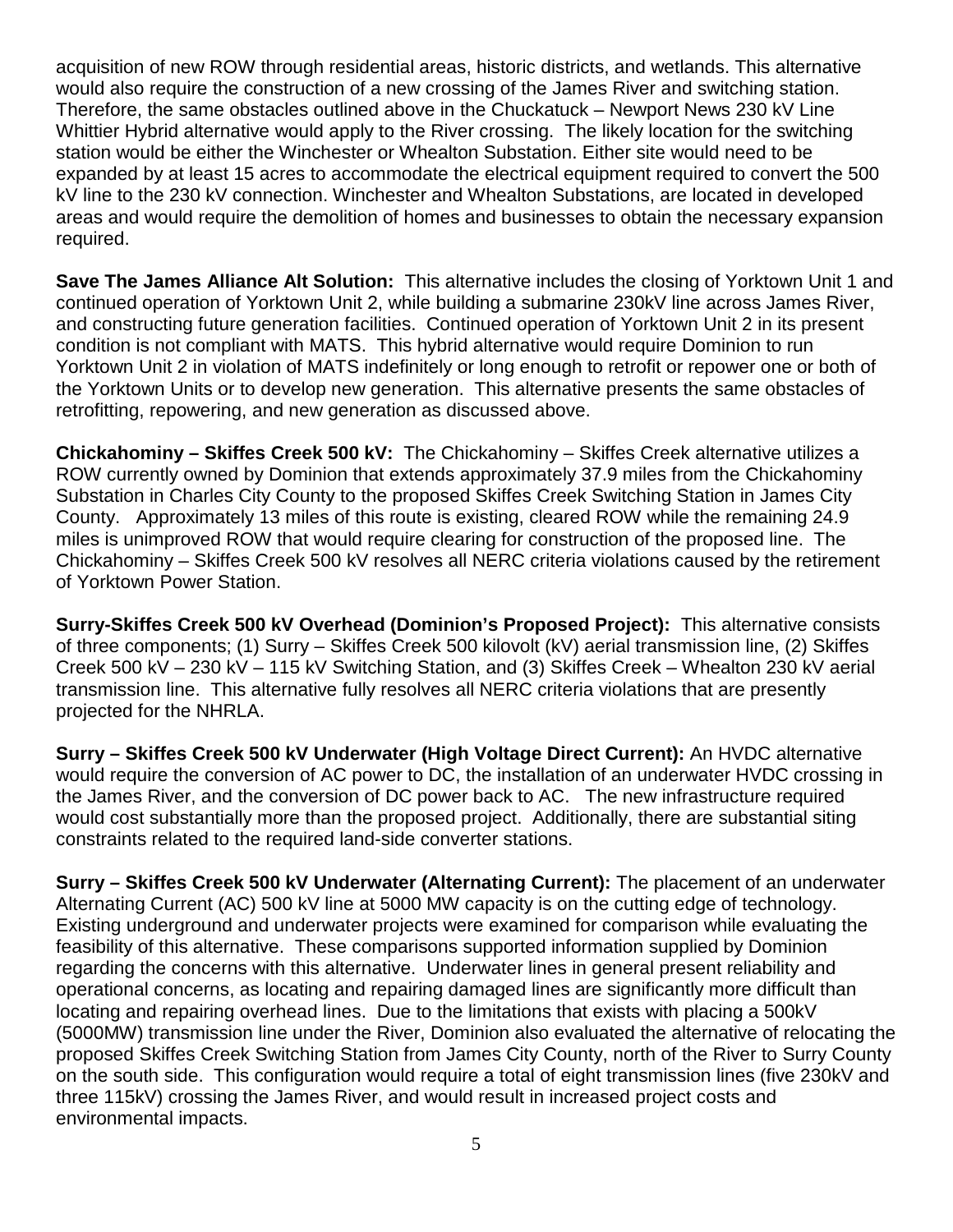acquisition of new ROW through residential areas, historic districts, and wetlands. This alternative would also require the construction of a new crossing of the James River and switching station. Therefore, the same obstacles outlined above in the Chuckatuck – Newport News 230 kV Line Whittier Hybrid alternative would apply to the River crossing. The likely location for the switching station would be either the Winchester or Whealton Substation. Either site would need to be expanded by at least 15 acres to accommodate the electrical equipment required to convert the 500 kV line to the 230 kV connection. Winchester and Whealton Substations, are located in developed areas and would require the demolition of homes and businesses to obtain the necessary expansion required.

**Save The James Alliance Alt Solution:** This alternative includes the closing of Yorktown Unit 1 and continued operation of Yorktown Unit 2, while building a submarine 230kV line across James River, and constructing future generation facilities. Continued operation of Yorktown Unit 2 in its present condition is not compliant with MATS. This hybrid alternative would require Dominion to run Yorktown Unit 2 in violation of MATS indefinitely or long enough to retrofit or repower one or both of the Yorktown Units or to develop new generation. This alternative presents the same obstacles of retrofitting, repowering, and new generation as discussed above.

**Chickahominy – Skiffes Creek 500 kV:** The Chickahominy – Skiffes Creek alternative utilizes a ROW currently owned by Dominion that extends approximately 37.9 miles from the Chickahominy Substation in Charles City County to the proposed Skiffes Creek Switching Station in James City County. Approximately 13 miles of this route is existing, cleared ROW while the remaining 24.9 miles is unimproved ROW that would require clearing for construction of the proposed line. The Chickahominy – Skiffes Creek 500 kV resolves all NERC criteria violations caused by the retirement of Yorktown Power Station.

**Surry-Skiffes Creek 500 kV Overhead (Dominion's Proposed Project):** This alternative consists of three components; (1) Surry – Skiffes Creek 500 kilovolt (kV) aerial transmission line, (2) Skiffes Creek 500 kV – 230 kV – 115 kV Switching Station, and (3) Skiffes Creek – Whealton 230 kV aerial transmission line. This alternative fully resolves all NERC criteria violations that are presently projected for the NHRLA.

**Surry – Skiffes Creek 500 kV Underwater (High Voltage Direct Current):** An HVDC alternative would require the conversion of AC power to DC, the installation of an underwater HVDC crossing in the James River, and the conversion of DC power back to AC. The new infrastructure required would cost substantially more than the proposed project. Additionally, there are substantial siting constraints related to the required land-side converter stations.

**Surry – Skiffes Creek 500 kV Underwater (Alternating Current):** The placement of an underwater Alternating Current (AC) 500 kV line at 5000 MW capacity is on the cutting edge of technology. Existing underground and underwater projects were examined for comparison while evaluating the feasibility of this alternative. These comparisons supported information supplied by Dominion regarding the concerns with this alternative. Underwater lines in general present reliability and operational concerns, as locating and repairing damaged lines are significantly more difficult than locating and repairing overhead lines. Due to the limitations that exists with placing a 500kV (5000MW) transmission line under the River, Dominion also evaluated the alternative of relocating the proposed Skiffes Creek Switching Station from James City County, north of the River to Surry County on the south side. This configuration would require a total of eight transmission lines (five 230kV and three 115kV) crossing the James River, and would result in increased project costs and environmental impacts.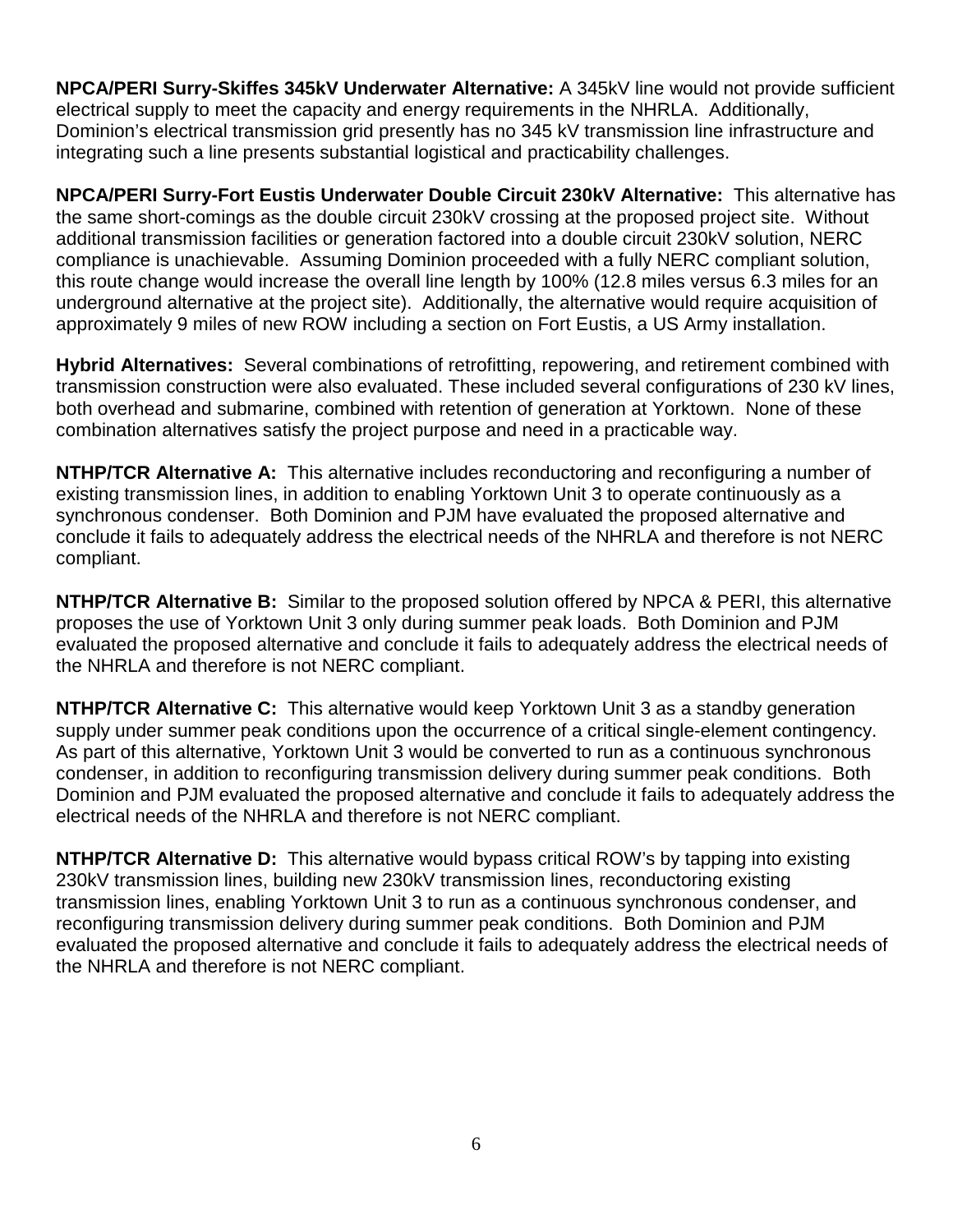**NPCA/PERI Surry-Skiffes 345kV Underwater Alternative:** A 345kV line would not provide sufficient electrical supply to meet the capacity and energy requirements in the NHRLA. Additionally, Dominion's electrical transmission grid presently has no 345 kV transmission line infrastructure and integrating such a line presents substantial logistical and practicability challenges.

**NPCA/PERI Surry-Fort Eustis Underwater Double Circuit 230kV Alternative:** This alternative has the same short-comings as the double circuit 230kV crossing at the proposed project site. Without additional transmission facilities or generation factored into a double circuit 230kV solution, NERC compliance is unachievable. Assuming Dominion proceeded with a fully NERC compliant solution, this route change would increase the overall line length by 100% (12.8 miles versus 6.3 miles for an underground alternative at the project site). Additionally, the alternative would require acquisition of approximately 9 miles of new ROW including a section on Fort Eustis, a US Army installation.

**Hybrid Alternatives:** Several combinations of retrofitting, repowering, and retirement combined with transmission construction were also evaluated. These included several configurations of 230 kV lines, both overhead and submarine, combined with retention of generation at Yorktown. None of these combination alternatives satisfy the project purpose and need in a practicable way.

**NTHP/TCR Alternative A:** This alternative includes reconductoring and reconfiguring a number of existing transmission lines, in addition to enabling Yorktown Unit 3 to operate continuously as a synchronous condenser. Both Dominion and PJM have evaluated the proposed alternative and conclude it fails to adequately address the electrical needs of the NHRLA and therefore is not NERC compliant.

**NTHP/TCR Alternative B:** Similar to the proposed solution offered by NPCA & PERI, this alternative proposes the use of Yorktown Unit 3 only during summer peak loads. Both Dominion and PJM evaluated the proposed alternative and conclude it fails to adequately address the electrical needs of the NHRLA and therefore is not NERC compliant.

**NTHP/TCR Alternative C:** This alternative would keep Yorktown Unit 3 as a standby generation supply under summer peak conditions upon the occurrence of a critical single-element contingency. As part of this alternative, Yorktown Unit 3 would be converted to run as a continuous synchronous condenser, in addition to reconfiguring transmission delivery during summer peak conditions. Both Dominion and PJM evaluated the proposed alternative and conclude it fails to adequately address the electrical needs of the NHRLA and therefore is not NERC compliant.

**NTHP/TCR Alternative D:** This alternative would bypass critical ROW's by tapping into existing 230kV transmission lines, building new 230kV transmission lines, reconductoring existing transmission lines, enabling Yorktown Unit 3 to run as a continuous synchronous condenser, and reconfiguring transmission delivery during summer peak conditions. Both Dominion and PJM evaluated the proposed alternative and conclude it fails to adequately address the electrical needs of the NHRLA and therefore is not NERC compliant.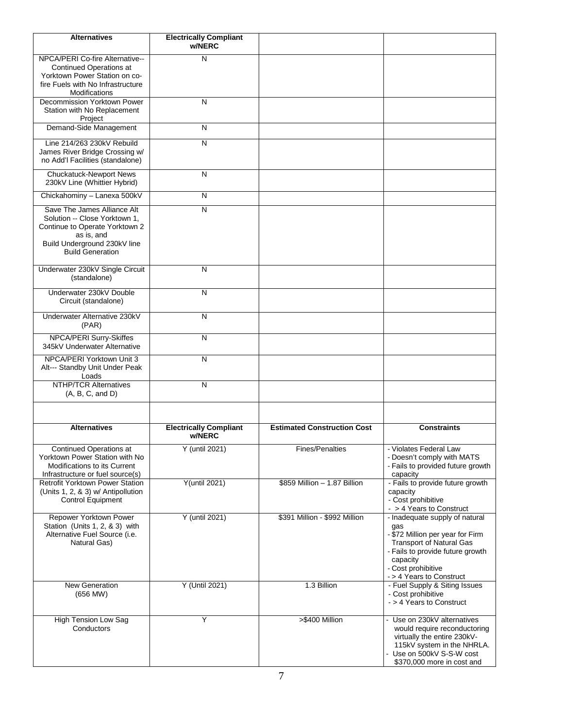| Alternatives | Electrically Compliant w/NERC | | |
|---|---|---|---|
| NPCA/PERI Co-fire Alternative-- Continued Operations at Yorktown Power Station on co-fire Fuels with No Infrastructure Modifications | N | | |
| Decommission Yorktown Power Station with No Replacement Project | N | | |
| Demand-Side Management | N | | |
| Line 214/263 230kV Rebuild James River Bridge Crossing w/ no Add'l Facilities (standalone) | N | | |
| Chuckatuck-Newport News 230kV Line (Whittier Hybrid) | N | | |
| Chickahominy – Lanexa 500kV | N | | |
| Save The James Alliance Alt Solution -- Close Yorktown 1, Continue to Operate Yorktown 2 as is, and Build Underground 230kV line Build Generation | N | | |
| Underwater 230kV Single Circuit (standalone) | N | | |
| Underwater 230kV Double Circuit (standalone) | N | | |
| Underwater Alternative 230kV (PAR) | N | | |
| NPCA/PERI Surry-Skiffes 345kV Underwater Alternative | N | | |
| NPCA/PERI Yorktown Unit 3 Alt--- Standby Unit Under Peak Loads | N | | |
| NTHP/TCR Alternatives (A, B, C, and D) | N | | |
| | | | |

| Alternatives | Electrically Compliant w/NERC | Estimated Construction Cost | Constraints |
|---|---|---|---|
| Continued Operations at Yorktown Power Station with No Modifications to its Current Infrastructure or fuel source(s) | Y (until 2021) | Fines/Penalties | - Violates Federal Law<br>- Doesn't comply with MATS<br>- Fails to provided future growth capacity |
| Retrofit Yorktown Power Station (Units 1, 2, & 3) w/ Antipollution Control Equipment | Y(until 2021) | \$859 Million – 1.87 Billion | - Fails to provide future growth capacity<br>- Cost prohibitive<br>- > 4 Years to Construct |
| Repower Yorktown Power Station (Units 1, 2, & 3) with Alternative Fuel Source (i.e. Natural Gas) | Y (until 2021) | \$391 Million - \$992 Million | - Inadequate supply of natural gas<br>- \$72 Million per year for Firm Transport of Natural Gas<br>- Fails to provide future growth capacity<br>- Cost prohibitive<br>- > 4 Years to Construct |
| New Generation (656 MW) | Y (Until 2021) | 1.3 Billion | - Fuel Supply & Siting Issues<br>- Cost prohibitive<br>- > 4 Years to Construct |
| High Tension Low Sag Conductors | Y | >\$400 Million | - Use on 230kV alternatives would require reconductoring virtually the entire 230kV-115kV system in the NHRLA.<br>- Use on 500kV S-S-W cost \$370,000 more in cost and |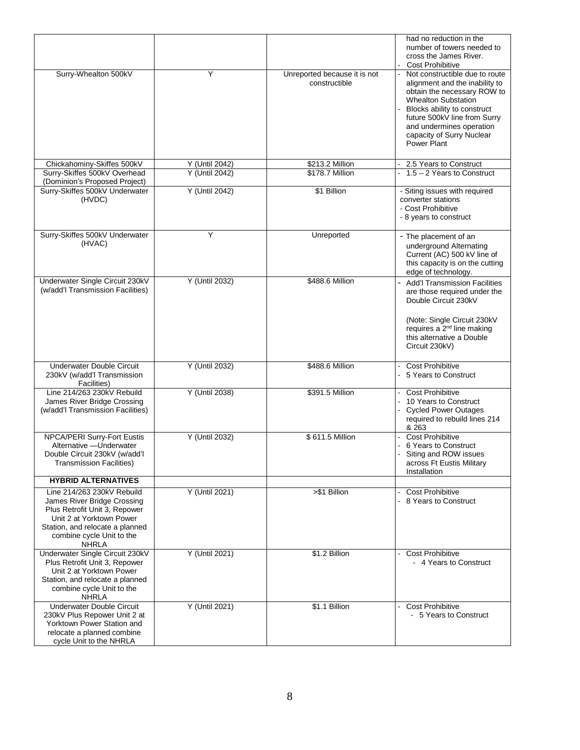| | | | |
|---|---|---|---|
| | | | had no reduction in the number of towers needed to cross the James River.<br>- Cost Prohibitive |
| Surry-Whealton 500kV | Y | Unreported because it is not constructible | - Not constructible due to route alignment and the inability to obtain the necessary ROW to Whealton Substation<br>- Blocks ability to construct future 500kV line from Surry and undermines operation capacity of Surry Nuclear Power Plant |
| Chickahominy-Skiffes 500kV | Y (Until 2042) | $213.2 Million | - 2.5 Years to Construct |
| Surry-Skiffes 500kV Overhead (Dominion's Proposed Project) | Y (Until 2042) | $178.7 Million | - 1.5 – 2 Years to Construct |
| Surry-Skiffes 500kV Underwater (HVDC) | Y (Until 2042) | $1 Billion | - Siting issues with required converter stations<br>- Cost Prohibitive<br>- 8 years to construct |
| Surry-Skiffes 500kV Underwater (HVAC) | Y | Unreported | - The placement of an underground Alternating Current (AC) 500 kV line of this capacity is on the cutting edge of technology. |
| Underwater Single Circuit 230kV (w/add'l Transmission Facilities) | Y (Until 2032) | $488.6 Million | - Add'l Transmission Facilities are those required under the Double Circuit 230kV<br><br>(Note: Single Circuit 230kV requires a 2nd line making this alternative a Double Circuit 230kV) |
| Underwater Double Circuit 230kV (w/add'l Transmission Facilities) | Y (Until 2032) | $488.6 Million | - Cost Prohibitive<br>- 5 Years to Construct |
| Line 214/263 230kV Rebuild James River Bridge Crossing (w/add'l Transmission Facilities) | Y (Until 2038) | $391.5 Million | - Cost Prohibitive<br>- 10 Years to Construct<br>- Cycled Power Outages required to rebuild lines 214 & 263 |
| NPCA/PERI Surry-Fort Eustis Alternative —Underwater Double Circuit 230kV (w/add'l Transmission Facilities) | Y (Until 2032) | $ 611.5 Million | - Cost Prohibitive<br>- 6 Years to Construct<br>- Siting and ROW issues across Ft Eustis Military Installation |
| **HYBRID ALTERNATIVES** | | | |
| Line 214/263 230kV Rebuild James River Bridge Crossing Plus Retrofit Unit 3, Repower Unit 2 at Yorktown Power Station, and relocate a planned combine cycle Unit to the NHRLA | Y (Until 2021) | >$1 Billion | - Cost Prohibitive<br>- 8 Years to Construct |
| Underwater Single Circuit 230kV Plus Retrofit Unit 3, Repower Unit 2 at Yorktown Power Station, and relocate a planned combine cycle Unit to the NHRLA | Y (Until 2021) | $1.2 Billion | - Cost Prohibitive<br>- 4 Years to Construct |
| Underwater Double Circuit 230kV Plus Repower Unit 2 at Yorktown Power Station and relocate a planned combine cycle Unit to the NHRLA | Y (Until 2021) | $1.1 Billion | - Cost Prohibitive<br>- 5 Years to Construct |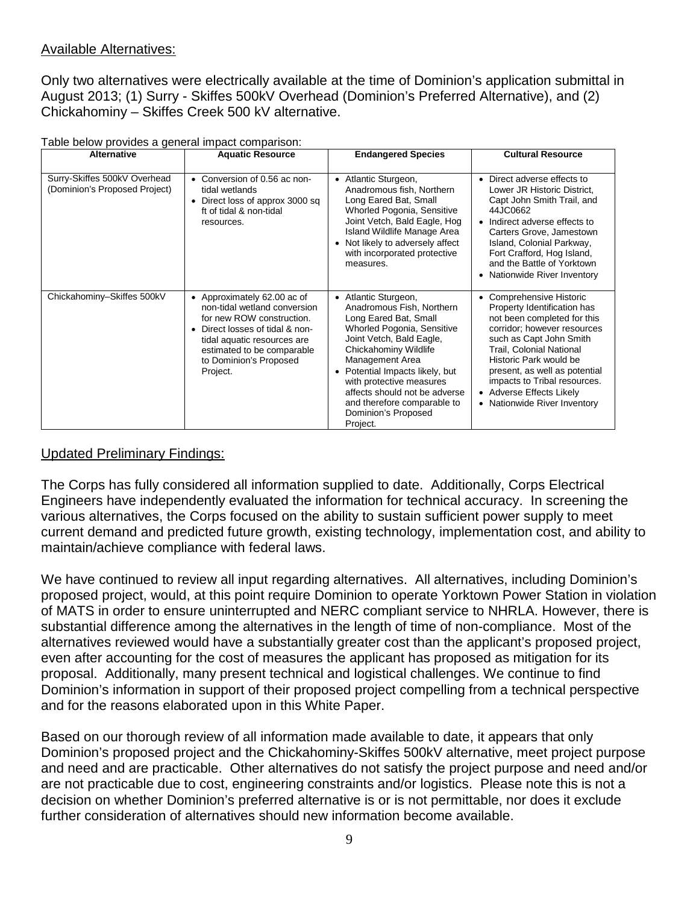## Available Alternatives:

Only two alternatives were electrically available at the time of Dominion's application submittal in August 2013; (1) Surry - Skiffes 500kV Overhead (Dominion's Preferred Alternative), and (2) Chickahominy – Skiffes Creek 500 kV alternative.

Table below provides a general impact comparison:

| Alternative | Aquatic Resource | Endangered Species | Cultural Resource |
|---|---|---|---|
| Surry-Skiffes 500kV Overhead (Dominion's Proposed Project) | • Conversion of 0.56 ac non-tidal wetlands<br>• Direct loss of approx 3000 sq ft of tidal & non-tidal resources. | • Atlantic Sturgeon, Anadromous fish, Northern Long Eared Bat, Small Whorled Pogonia, Sensitive Joint Vetch, Bald Eagle, Hog Island Wildlife Manage Area<br>• Not likely to adversely affect with incorporated protective measures. | • Direct adverse effects to Lower JR Historic District, Capt John Smith Trail, and 44JC0662<br>• Indirect adverse effects to Carters Grove, Jamestown Island, Colonial Parkway, Fort Crafford, Hog Island, and the Battle of Yorktown<br>• Nationwide River Inventory |
| Chickahominy–Skiffes 500kV | • Approximately 62.00 ac of non-tidal wetland conversion for new ROW construction.<br>• Direct losses of tidal & non-tidal aquatic resources are estimated to be comparable to Dominion's Proposed Project. | • Atlantic Sturgeon, Anadromous Fish, Northern Long Eared Bat, Small Whorled Pogonia, Sensitive Joint Vetch, Bald Eagle, Chickahominy Wildlife Management Area<br>• Potential Impacts likely, but with protective measures affects should not be adverse and therefore comparable to Dominion's Proposed Project. | • Comprehensive Historic Property Identification has not been completed for this corridor; however resources such as Capt John Smith Trail, Colonial National Historic Park would be present, as well as potential impacts to Tribal resources.<br>• Adverse Effects Likely<br>• Nationwide River Inventory |

## Updated Preliminary Findings:

The Corps has fully considered all information supplied to date. Additionally, Corps Electrical Engineers have independently evaluated the information for technical accuracy. In screening the various alternatives, the Corps focused on the ability to sustain sufficient power supply to meet current demand and predicted future growth, existing technology, implementation cost, and ability to maintain/achieve compliance with federal laws.

We have continued to review all input regarding alternatives. All alternatives, including Dominion's proposed project, would, at this point require Dominion to operate Yorktown Power Station in violation of MATS in order to ensure uninterrupted and NERC compliant service to NHRLA. However, there is substantial difference among the alternatives in the length of time of non-compliance. Most of the alternatives reviewed would have a substantially greater cost than the applicant's proposed project, even after accounting for the cost of measures the applicant has proposed as mitigation for its proposal. Additionally, many present technical and logistical challenges. We continue to find Dominion's information in support of their proposed project compelling from a technical perspective and for the reasons elaborated upon in this White Paper.

Based on our thorough review of all information made available to date, it appears that only Dominion's proposed project and the Chickahominy-Skiffes 500kV alternative, meet project purpose and need and are practicable. Other alternatives do not satisfy the project purpose and need and/or are not practicable due to cost, engineering constraints and/or logistics. Please note this is not a decision on whether Dominion's preferred alternative is or is not permittable, nor does it exclude further consideration of alternatives should new information become available.